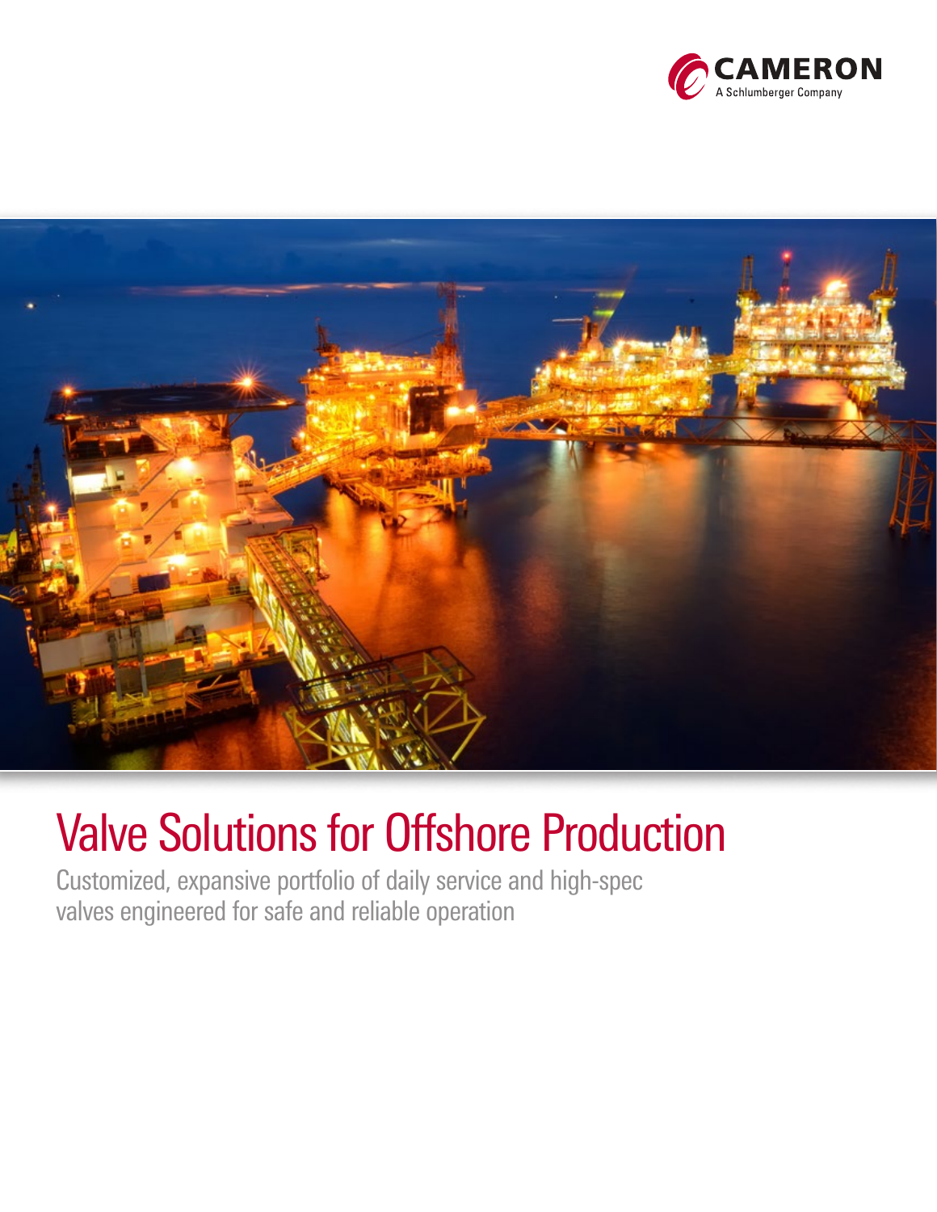CAMERON
A Schlumberger Company

# Valve Solutions for Offshore Production

Customized, expansive portfolio of daily service and high-spec valves engineered for safe and reliable operation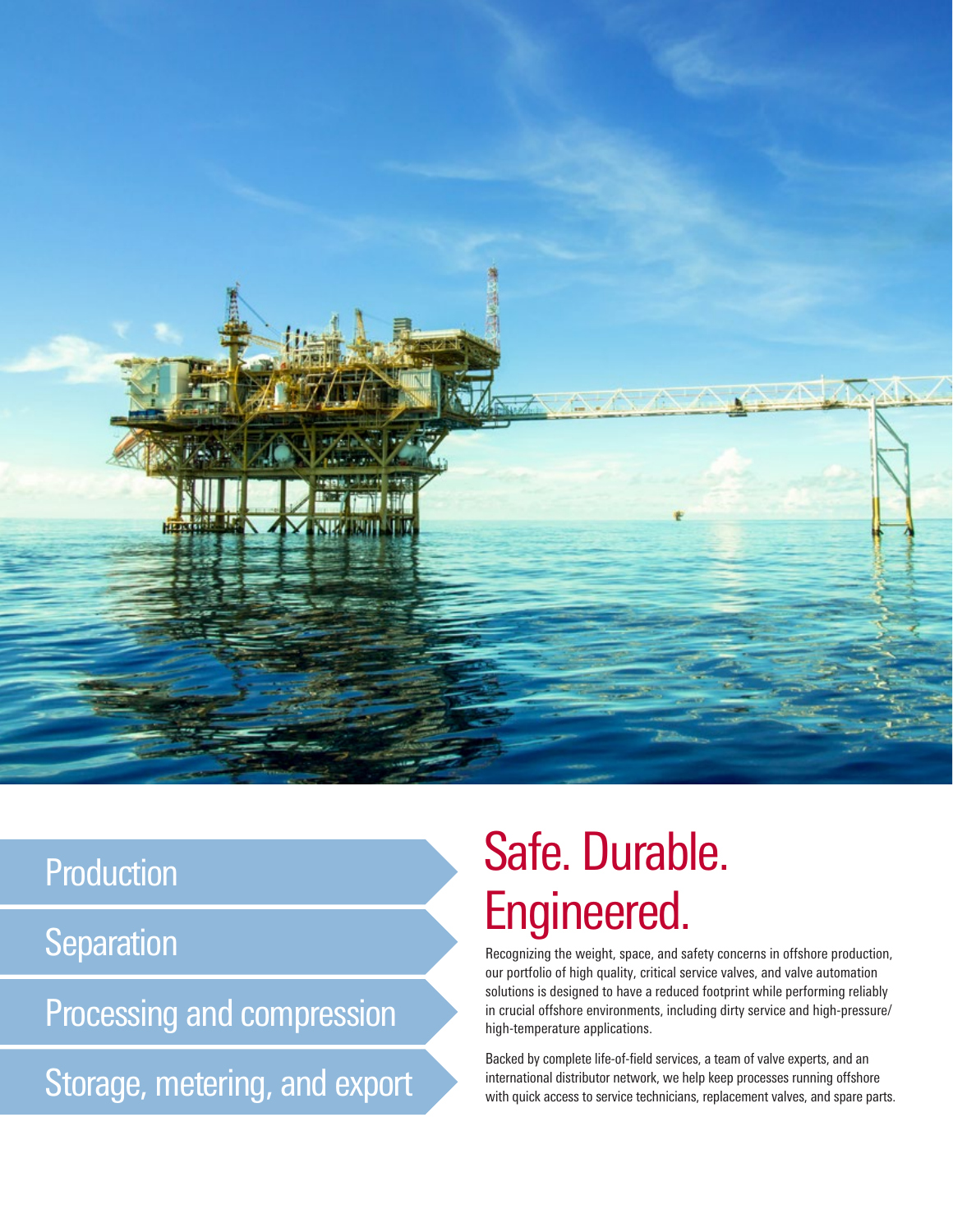- Production
- Separation
- Processing and compression
- Storage, metering, and export

# Safe. Durable. Engineered.

Recognizing the weight, space, and safety concerns in offshore production, our portfolio of high quality, critical service valves, and valve automation solutions is designed to have a reduced footprint while performing reliably in crucial offshore environments, including dirty service and high-pressure/high-temperature applications.

Backed by complete life-of-field services, a team of valve experts, and an international distributor network, we help keep processes running offshore with quick access to service technicians, replacement valves, and spare parts.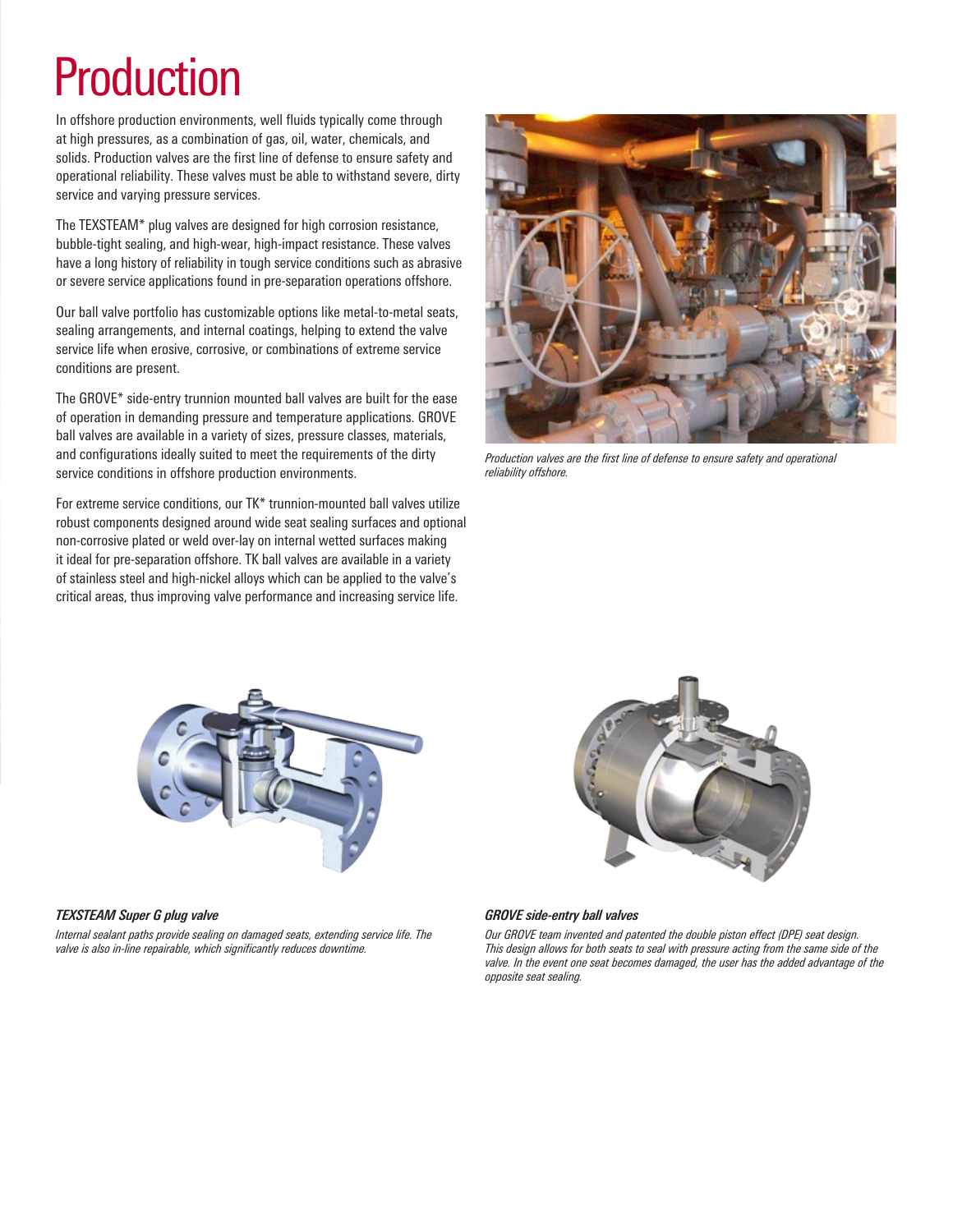# Production

In offshore production environments, well fluids typically come through at high pressures, as a combination of gas, oil, water, chemicals, and solids. Production valves are the first line of defense to ensure safety and operational reliability. These valves must be able to withstand severe, dirty service and varying pressure services.

The TEXSTEAM* plug valves are designed for high corrosion resistance, bubble-tight sealing, and high-wear, high-impact resistance. These valves have a long history of reliability in tough service conditions such as abrasive or severe service applications found in pre-separation operations offshore.

Our ball valve portfolio has customizable options like metal-to-metal seats, sealing arrangements, and internal coatings, helping to extend the valve service life when erosive, corrosive, or combinations of extreme service conditions are present.

The GROVE* side-entry trunnion mounted ball valves are built for the ease of operation in demanding pressure and temperature applications. GROVE ball valves are available in a variety of sizes, pressure classes, materials, and configurations ideally suited to meet the requirements of the dirty service conditions in offshore production environments.

For extreme service conditions, our TK* trunnion-mounted ball valves utilize robust components designed around wide seat sealing surfaces and optional non-corrosive plated or weld over-lay on internal wetted surfaces making it ideal for pre-separation offshore. TK ball valves are available in a variety of stainless steel and high-nickel alloys which can be applied to the valve's critical areas, thus improving valve performance and increasing service life.

*Production valves are the first line of defense to ensure safety and operational reliability offshore.*

***TEXSTEAM Super G plug valve***

*Internal sealant paths provide sealing on damaged seats, extending service life. The valve is also in-line repairable, which significantly reduces downtime.*

***GROVE side-entry ball valves***

*Our GROVE team invented and patented the double piston effect (DPE) seat design. This design allows for both seats to seal with pressure acting from the same side of the valve. In the event one seat becomes damaged, the user has the added advantage of the opposite seat sealing.*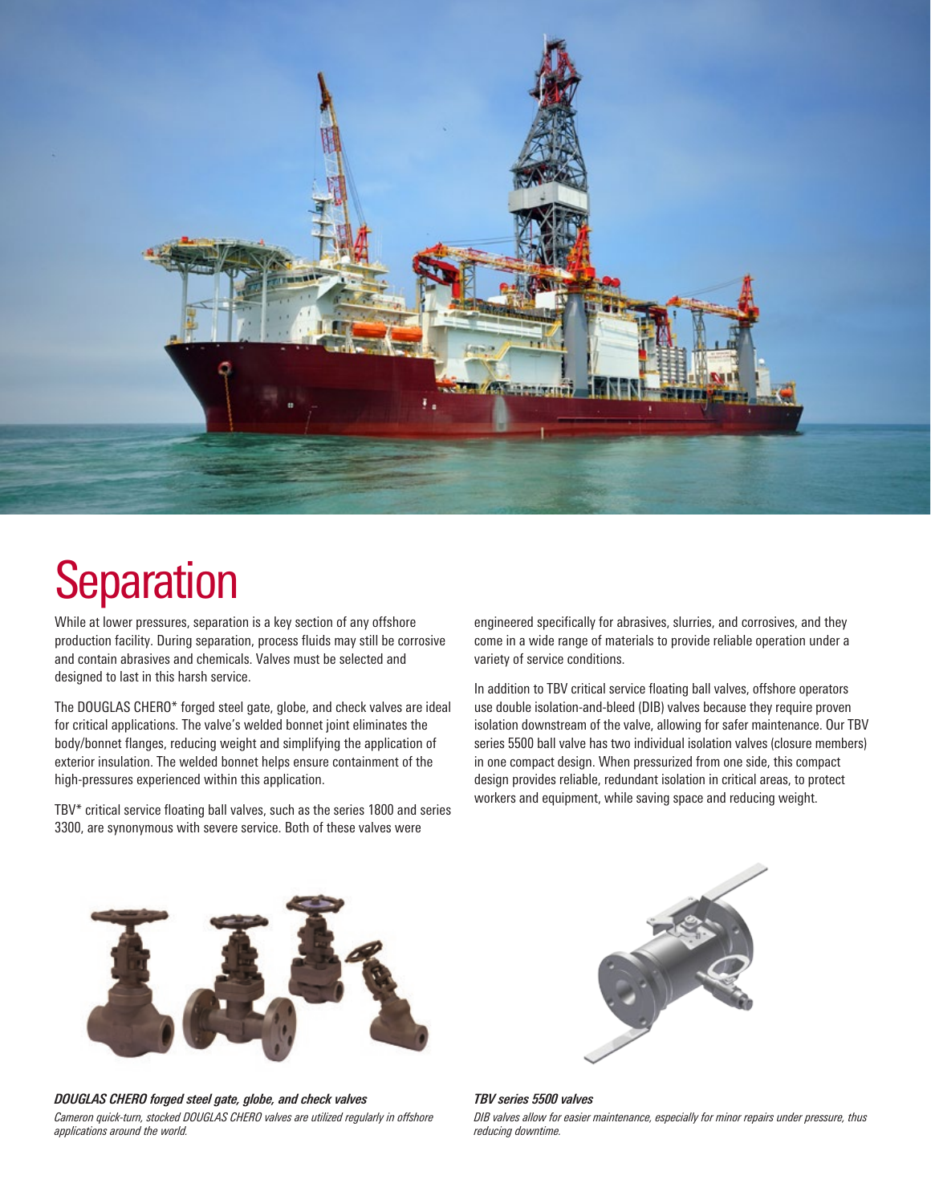# Separation

While at lower pressures, separation is a key section of any offshore production facility. During separation, process fluids may still be corrosive and contain abrasives and chemicals. Valves must be selected and designed to last in this harsh service.

The DOUGLAS CHERO* forged steel gate, globe, and check valves are ideal for critical applications. The valve's welded bonnet joint eliminates the body/bonnet flanges, reducing weight and simplifying the application of exterior insulation. The welded bonnet helps ensure containment of the high-pressures experienced within this application.

TBV* critical service floating ball valves, such as the series 1800 and series 3300, are synonymous with severe service. Both of these valves were engineered specifically for abrasives, slurries, and corrosives, and they come in a wide range of materials to provide reliable operation under a variety of service conditions.

In addition to TBV critical service floating ball valves, offshore operators use double isolation-and-bleed (DIB) valves because they require proven isolation downstream of the valve, allowing for safer maintenance. Our TBV series 5500 ball valve has two individual isolation valves (closure members) in one compact design. When pressurized from one side, this compact design provides reliable, redundant isolation in critical areas, to protect workers and equipment, while saving space and reducing weight.

***DOUGLAS CHERO forged steel gate, globe, and check valves***

*Cameron quick-turn, stocked DOUGLAS CHERO valves are utilized regularly in offshore applications around the world.*

***TBV series 5500 valves***

*DIB valves allow for easier maintenance, especially for minor repairs under pressure, thus reducing downtime.*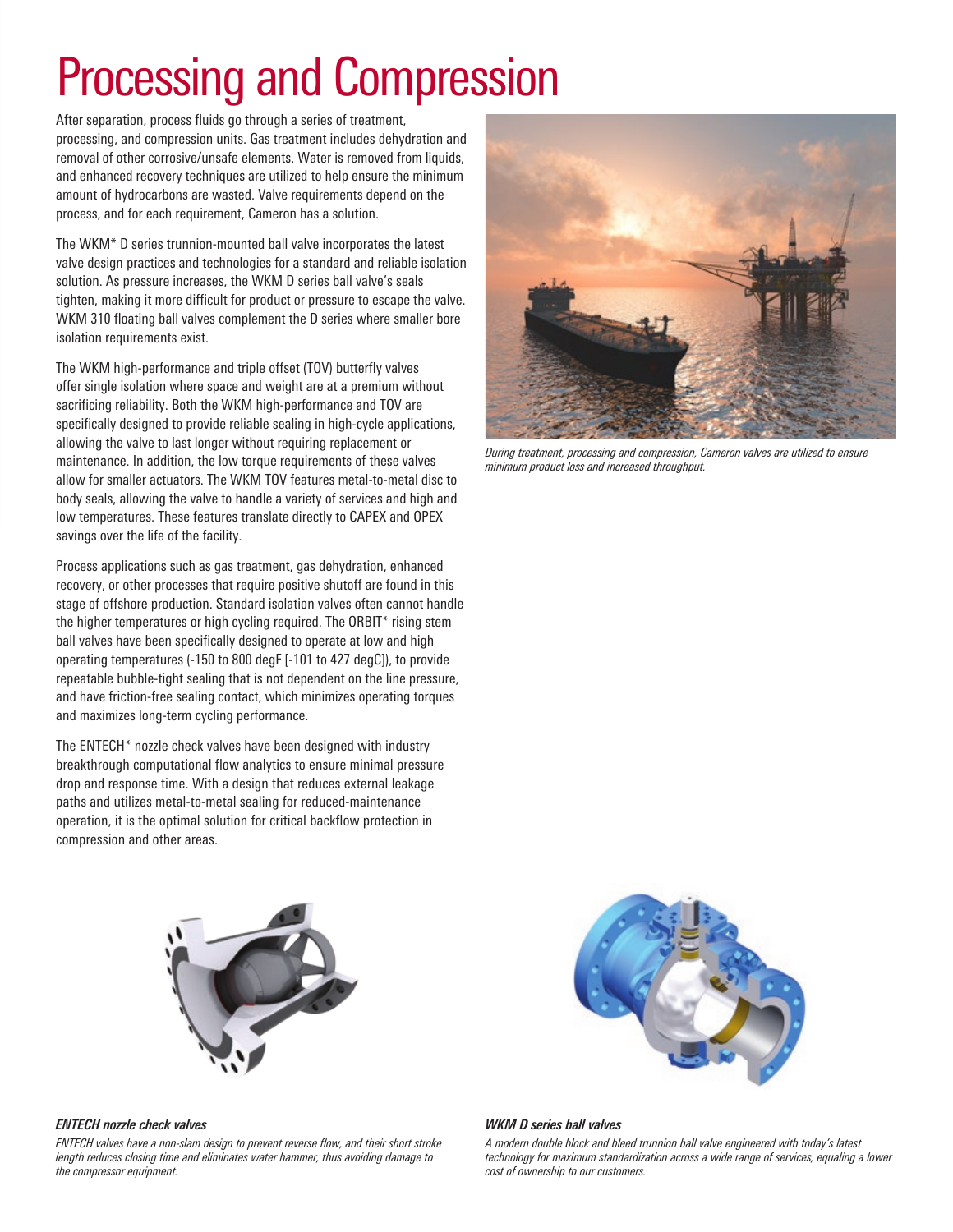# Processing and Compression

After separation, process fluids go through a series of treatment, processing, and compression units. Gas treatment includes dehydration and removal of other corrosive/unsafe elements. Water is removed from liquids, and enhanced recovery techniques are utilized to help ensure the minimum amount of hydrocarbons are wasted. Valve requirements depend on the process, and for each requirement, Cameron has a solution.

The WKM* D series trunnion-mounted ball valve incorporates the latest valve design practices and technologies for a standard and reliable isolation solution. As pressure increases, the WKM D series ball valve's seals tighten, making it more difficult for product or pressure to escape the valve. WKM 310 floating ball valves complement the D series where smaller bore isolation requirements exist.

The WKM high-performance and triple offset (TOV) butterfly valves offer single isolation where space and weight are at a premium without sacrificing reliability. Both the WKM high-performance and TOV are specifically designed to provide reliable sealing in high-cycle applications, allowing the valve to last longer without requiring replacement or maintenance. In addition, the low torque requirements of these valves allow for smaller actuators. The WKM TOV features metal-to-metal disc to body seals, allowing the valve to handle a variety of services and high and low temperatures. These features translate directly to CAPEX and OPEX savings over the life of the facility.

Process applications such as gas treatment, gas dehydration, enhanced recovery, or other processes that require positive shutoff are found in this stage of offshore production. Standard isolation valves often cannot handle the higher temperatures or high cycling required. The ORBIT* rising stem ball valves have been specifically designed to operate at low and high operating temperatures (-150 to 800 degF [-101 to 427 degC]), to provide repeatable bubble-tight sealing that is not dependent on the line pressure, and have friction-free sealing contact, which minimizes operating torques and maximizes long-term cycling performance.

The ENTECH* nozzle check valves have been designed with industry breakthrough computational flow analytics to ensure minimal pressure drop and response time. With a design that reduces external leakage paths and utilizes metal-to-metal sealing for reduced-maintenance operation, it is the optimal solution for critical backflow protection in compression and other areas.

*During treatment, processing and compression, Cameron valves are utilized to ensure minimum product loss and increased throughput.*

***ENTECH nozzle check valves***

*ENTECH valves have a non-slam design to prevent reverse flow, and their short stroke length reduces closing time and eliminates water hammer, thus avoiding damage to the compressor equipment.*

***WKM D series ball valves***

*A modern double block and bleed trunnion ball valve engineered with today's latest technology for maximum standardization across a wide range of services, equaling a lower cost of ownership to our customers.*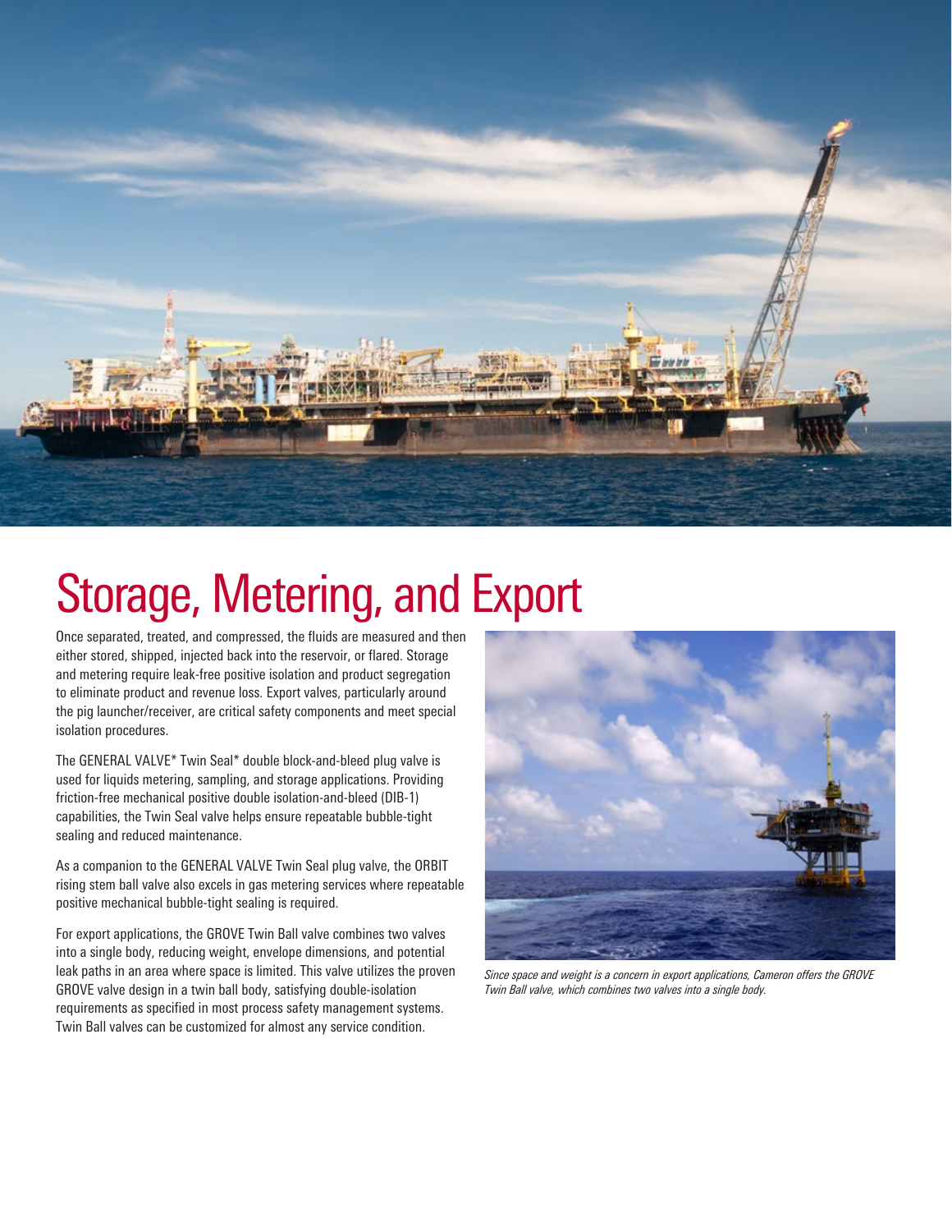# Storage, Metering, and Export

Once separated, treated, and compressed, the fluids are measured and then either stored, shipped, injected back into the reservoir, or flared. Storage and metering require leak-free positive isolation and product segregation to eliminate product and revenue loss. Export valves, particularly around the pig launcher/receiver, are critical safety components and meet special isolation procedures.

The GENERAL VALVE* Twin Seal* double block-and-bleed plug valve is used for liquids metering, sampling, and storage applications. Providing friction-free mechanical positive double isolation-and-bleed (DIB-1) capabilities, the Twin Seal valve helps ensure repeatable bubble-tight sealing and reduced maintenance.

As a companion to the GENERAL VALVE Twin Seal plug valve, the ORBIT rising stem ball valve also excels in gas metering services where repeatable positive mechanical bubble-tight sealing is required.

For export applications, the GROVE Twin Ball valve combines two valves into a single body, reducing weight, envelope dimensions, and potential leak paths in an area where space is limited. This valve utilizes the proven GROVE valve design in a twin ball body, satisfying double-isolation requirements as specified in most process safety management systems. Twin Ball valves can be customized for almost any service condition.

*Since space and weight is a concern in export applications, Cameron offers the GROVE Twin Ball valve, which combines two valves into a single body.*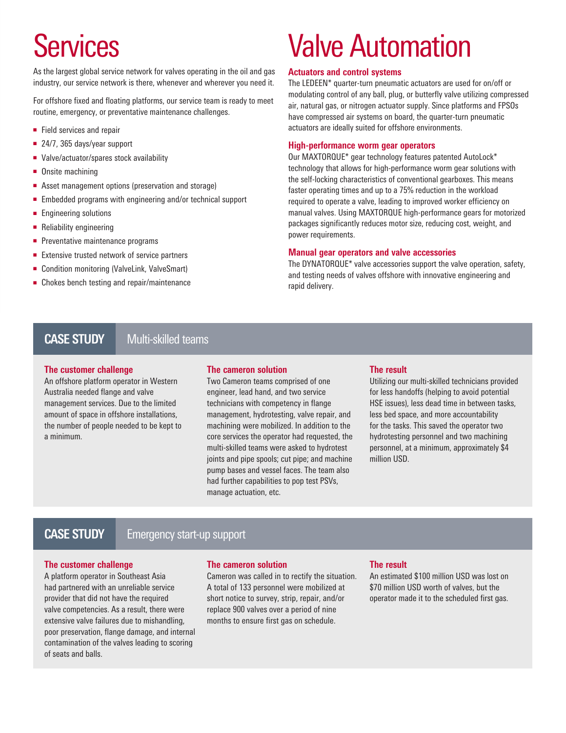# Services

As the largest global service network for valves operating in the oil and gas industry, our service network is there, whenever and wherever you need it.

For offshore fixed and floating platforms, our service team is ready to meet routine, emergency, or preventative maintenance challenges.

- Field services and repair
- 24/7, 365 days/year support
- Valve/actuator/spares stock availability
- Onsite machining
- Asset management options (preservation and storage)
- Embedded programs with engineering and/or technical support
- Engineering solutions
- Reliability engineering
- Preventative maintenance programs
- Extensive trusted network of service partners
- Condition monitoring (ValveLink, ValveSmart)
- Chokes bench testing and repair/maintenance

# Valve Automation

### Actuators and control systems

The LEDEEN* quarter-turn pneumatic actuators are used for on/off or modulating control of any ball, plug, or butterfly valve utilizing compressed air, natural gas, or nitrogen actuator supply. Since platforms and FPSOs have compressed air systems on board, the quarter-turn pneumatic actuators are ideally suited for offshore environments.

### High-performance worm gear operators

Our MAXTORQUE* gear technology features patented AutoLock* technology that allows for high-performance worm gear solutions with the self-locking characteristics of conventional gearboxes. This means faster operating times and up to a 75% reduction in the workload required to operate a valve, leading to improved worker efficiency on manual valves. Using MAXTORQUE high-performance gears for motorized packages significantly reduces motor size, reducing cost, weight, and power requirements.

### Manual gear operators and valve accessories

The DYNATORQUE* valve accessories support the valve operation, safety, and testing needs of valves offshore with innovative engineering and rapid delivery.

## CASE STUDY Multi-skilled teams

### The customer challenge

An offshore platform operator in Western Australia needed flange and valve management services. Due to the limited amount of space in offshore installations, the number of people needed to be kept to a minimum.

### The cameron solution

Two Cameron teams comprised of one engineer, lead hand, and two service technicians with competency in flange management, hydrotesting, valve repair, and machining were mobilized. In addition to the core services the operator had requested, the multi-skilled teams were asked to hydrotest joints and pipe spools; cut pipe; and machine pump bases and vessel faces. The team also had further capabilities to pop test PSVs, manage actuation, etc.

### The result

Utilizing our multi-skilled technicians provided for less handoffs (helping to avoid potential HSE issues), less dead time in between tasks, less bed space, and more accountability for the tasks. This saved the operator two hydrotesting personnel and two machining personnel, at a minimum, approximately $4 million USD.

## CASE STUDY Emergency start-up support

### The customer challenge

A platform operator in Southeast Asia had partnered with an unreliable service provider that did not have the required valve competencies. As a result, there were extensive valve failures due to mishandling, poor preservation, flange damage, and internal contamination of the valves leading to scoring of seats and balls.

### The cameron solution

Cameron was called in to rectify the situation. A total of 133 personnel were mobilized at short notice to survey, strip, repair, and/or replace 900 valves over a period of nine months to ensure first gas on schedule.

### The result

An estimated $100 million USD was lost on $70 million USD worth of valves, but the operator made it to the scheduled first gas.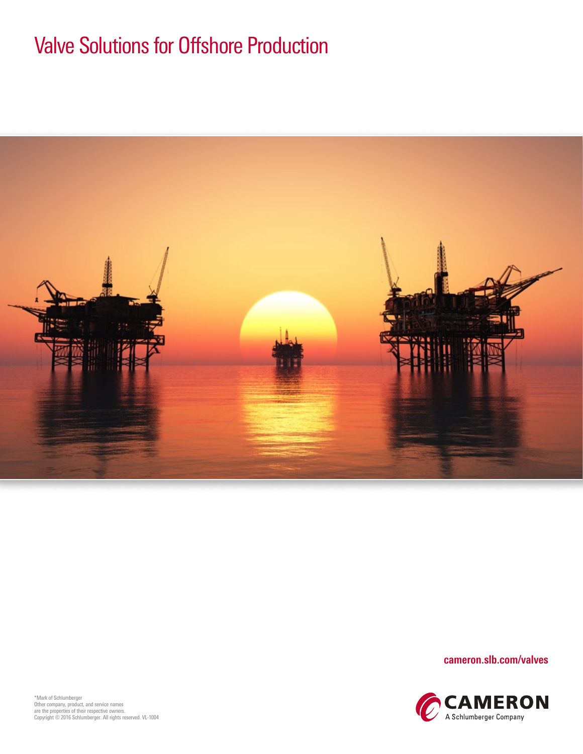# Valve Solutions for Offshore Production

**cameron.slb.com/valves**

CAMERON
A Schlumberger Company

*Mark of Schlumberger
Other company, product, and service names
are the properties of their respective owners.
Copyright © 2016 Schlumberger. All rights reserved. VL-1004